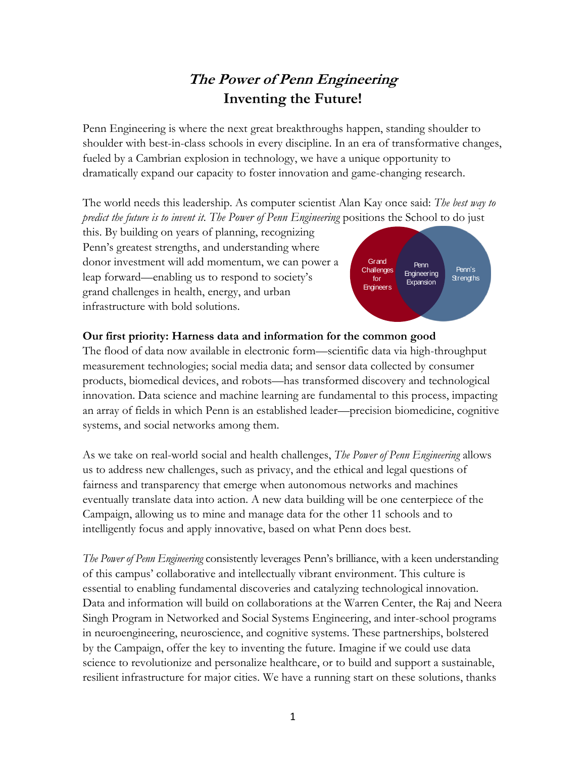# *The Power of Penn Engineering*
## Inventing the Future!

Penn Engineering is where the next great breakthroughs happen, standing shoulder to shoulder with best-in-class schools in every discipline. In an era of transformative changes, fueled by a Cambrian explosion in technology, we have a unique opportunity to dramatically expand our capacity to foster innovation and game-changing research.

The world needs this leadership. As computer scientist Alan Kay once said: *The best way to predict the future is to invent it. The Power of Penn Engineering* positions the School to do just this. By building on years of planning, recognizing Penn's greatest strengths, and understanding where donor investment will add momentum, we can power a leap forward—enabling us to respond to society's grand challenges in health, energy, and urban infrastructure with bold solutions.

Grand Challenges for Engineers | Penn Engineering Expansion | Penn's Strengths

**Our first priority: Harness data and information for the common good**

The flood of data now available in electronic form—scientific data via high-throughput measurement technologies; social media data; and sensor data collected by consumer products, biomedical devices, and robots—has transformed discovery and technological innovation. Data science and machine learning are fundamental to this process, impacting an array of fields in which Penn is an established leader—precision biomedicine, cognitive systems, and social networks among them.

As we take on real-world social and health challenges, *The Power of Penn Engineering* allows us to address new challenges, such as privacy, and the ethical and legal questions of fairness and transparency that emerge when autonomous networks and machines eventually translate data into action. A new data building will be one centerpiece of the Campaign, allowing us to mine and manage data for the other 11 schools and to intelligently focus and apply innovative, based on what Penn does best.

*The Power of Penn Engineering* consistently leverages Penn's brilliance, with a keen understanding of this campus' collaborative and intellectually vibrant environment. This culture is essential to enabling fundamental discoveries and catalyzing technological innovation. Data and information will build on collaborations at the Warren Center, the Raj and Neera Singh Program in Networked and Social Systems Engineering, and inter-school programs in neuroengineering, neuroscience, and cognitive systems. These partnerships, bolstered by the Campaign, offer the key to inventing the future. Imagine if we could use data science to revolutionize and personalize healthcare, or to build and support a sustainable, resilient infrastructure for major cities. We have a running start on these solutions, thanks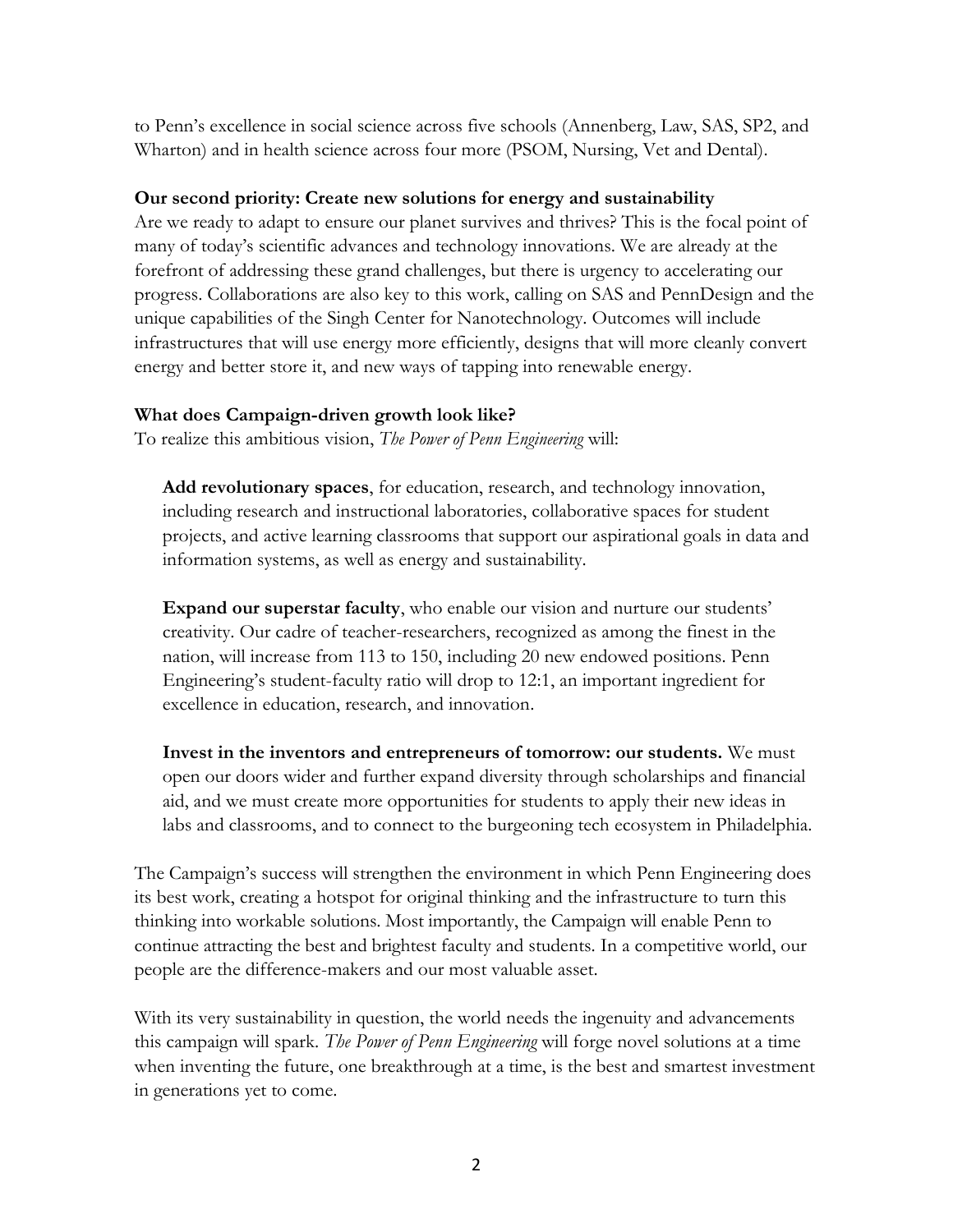to Penn's excellence in social science across five schools (Annenberg, Law, SAS, SP2, and Wharton) and in health science across four more (PSOM, Nursing, Vet and Dental).

**Our second priority: Create new solutions for energy and sustainability**
Are we ready to adapt to ensure our planet survives and thrives? This is the focal point of many of today's scientific advances and technology innovations. We are already at the forefront of addressing these grand challenges, but there is urgency to accelerating our progress. Collaborations are also key to this work, calling on SAS and PennDesign and the unique capabilities of the Singh Center for Nanotechnology. Outcomes will include infrastructures that will use energy more efficiently, designs that will more cleanly convert energy and better store it, and new ways of tapping into renewable energy.

**What does Campaign-driven growth look like?**
To realize this ambitious vision, *The Power of Penn Engineering* will:

**Add revolutionary spaces**, for education, research, and technology innovation, including research and instructional laboratories, collaborative spaces for student projects, and active learning classrooms that support our aspirational goals in data and information systems, as well as energy and sustainability.

**Expand our superstar faculty**, who enable our vision and nurture our students' creativity. Our cadre of teacher-researchers, recognized as among the finest in the nation, will increase from 113 to 150, including 20 new endowed positions. Penn Engineering's student-faculty ratio will drop to 12:1, an important ingredient for excellence in education, research, and innovation.

**Invest in the inventors and entrepreneurs of tomorrow: our students.** We must open our doors wider and further expand diversity through scholarships and financial aid, and we must create more opportunities for students to apply their new ideas in labs and classrooms, and to connect to the burgeoning tech ecosystem in Philadelphia.

The Campaign's success will strengthen the environment in which Penn Engineering does its best work, creating a hotspot for original thinking and the infrastructure to turn this thinking into workable solutions. Most importantly, the Campaign will enable Penn to continue attracting the best and brightest faculty and students. In a competitive world, our people are the difference-makers and our most valuable asset.

With its very sustainability in question, the world needs the ingenuity and advancements this campaign will spark. *The Power of Penn Engineering* will forge novel solutions at a time when inventing the future, one breakthrough at a time, is the best and smartest investment in generations yet to come.